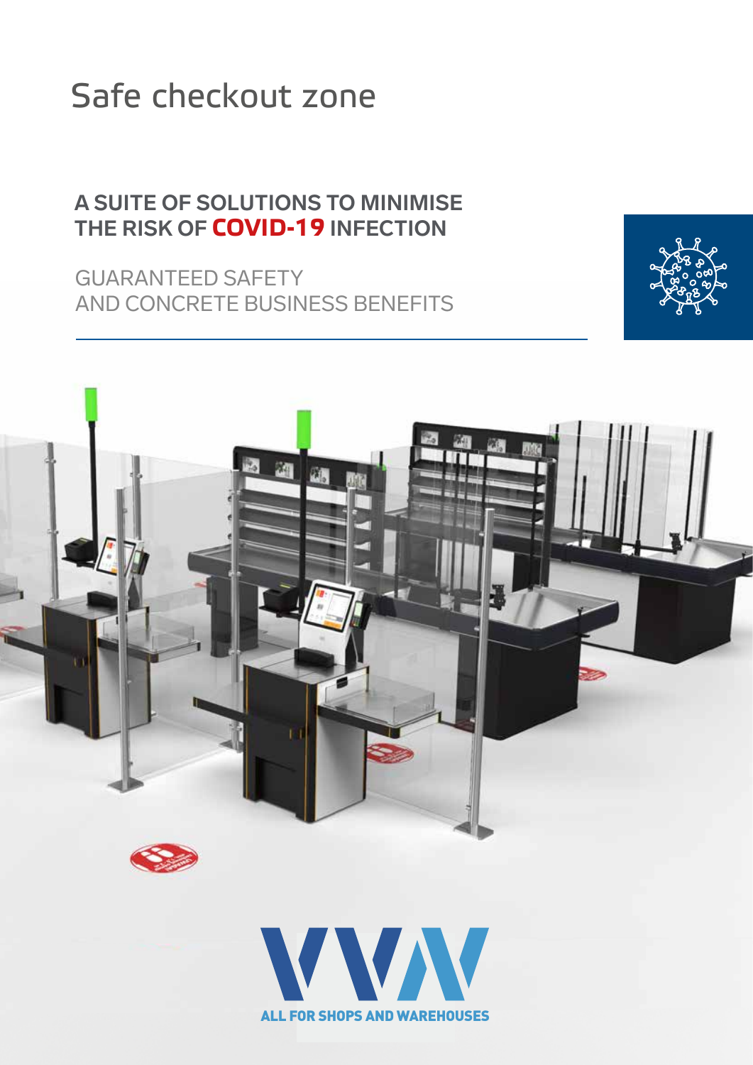# Safe checkout zone

## A SUITE OF SOLUTIONS TO MINIMISE THE RISK OF COVID-19 INFECTION

GUARANTEED SAFETY
AND CONCRETE BUSINESS BENEFITS

ALL FOR SHOPS AND WAREHOUSES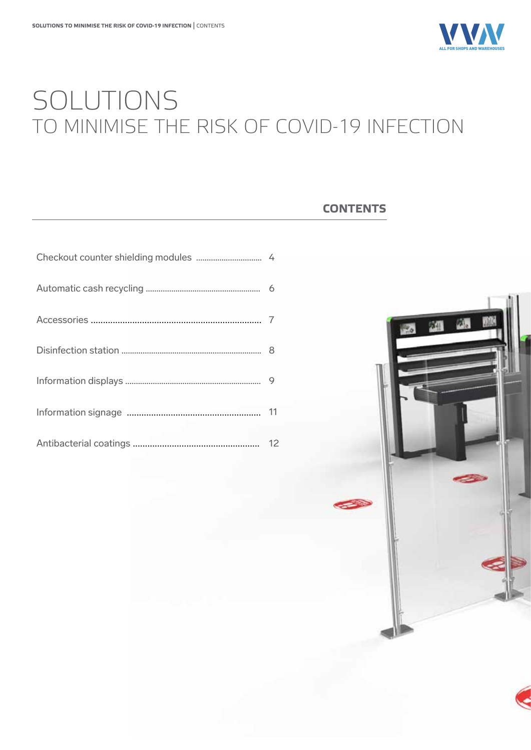# SOLUTIONS

## TO MINIMISE THE RISK OF COVID-19 INFECTION

### CONTENTS

| | |
|---|---|
| Checkout counter shielding modules | 4 |
| Automatic cash recycling | 6 |
| Accessories | 7 |
| Disinfection station | 8 |
| Information displays | 9 |
| Information signage | 11 |
| Antibacterial coatings | 12 |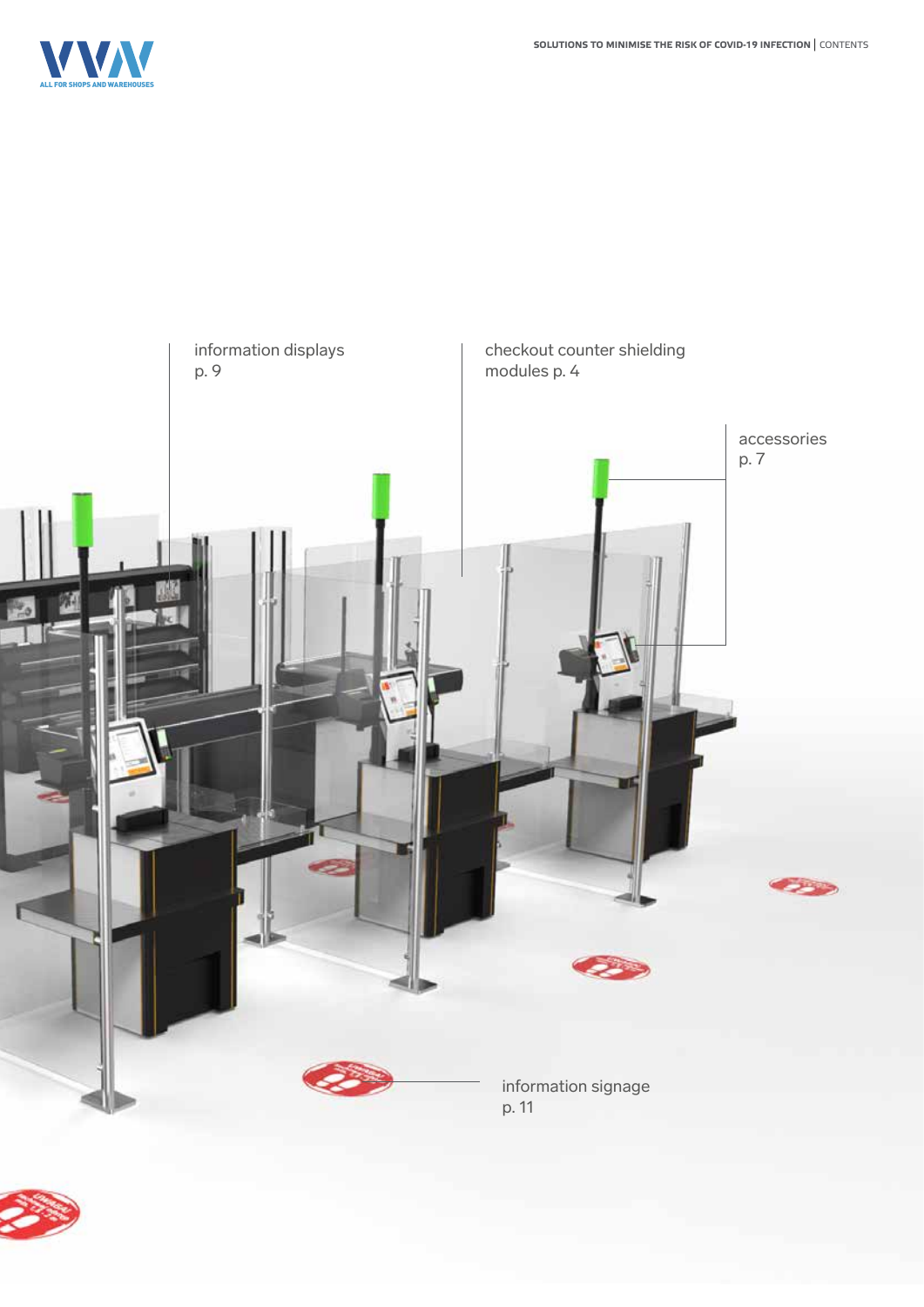information displays
p. 9

checkout counter shielding
modules p. 4

accessories
p. 7

information signage
p. 11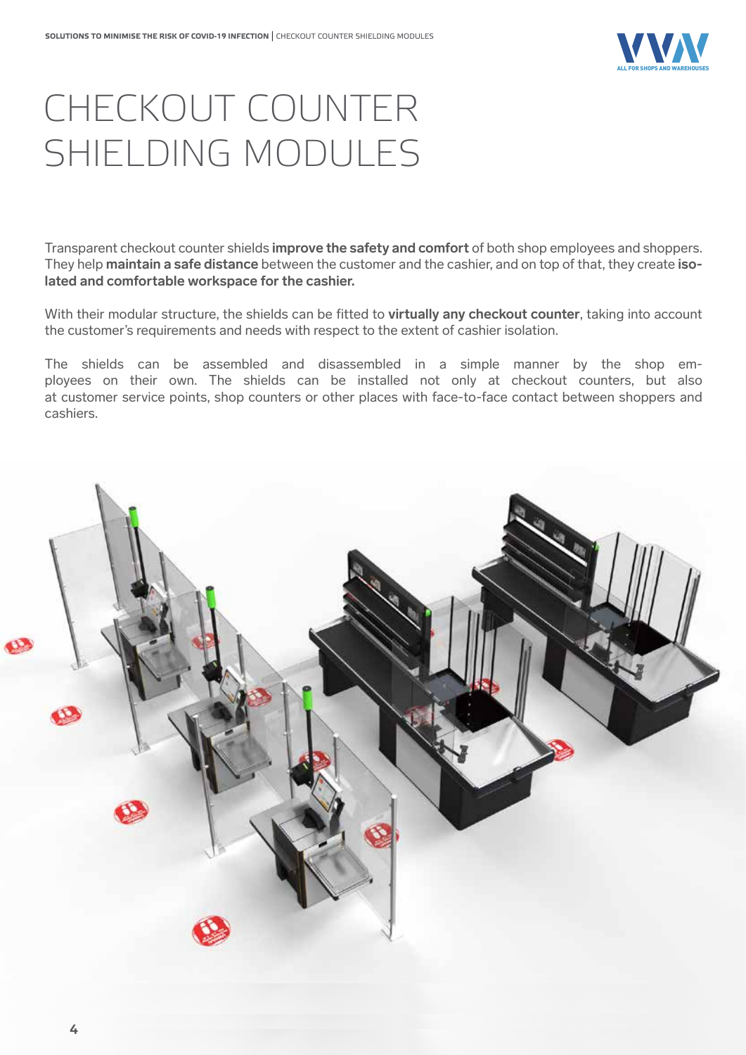# CHECKOUT COUNTER SHIELDING MODULES

Transparent checkout counter shields **improve the safety and comfort** of both shop employees and shoppers. They help **maintain a safe distance** between the customer and the cashier, and on top of that, they create **isolated and comfortable workspace for the cashier.**

With their modular structure, the shields can be fitted to **virtually any checkout counter**, taking into account the customer's requirements and needs with respect to the extent of cashier isolation.

The shields can be assembled and disassembled in a simple manner by the shop employees on their own. The shields can be installed not only at checkout counters, but also at customer service points, shop counters or other places with face-to-face contact between shoppers and cashiers.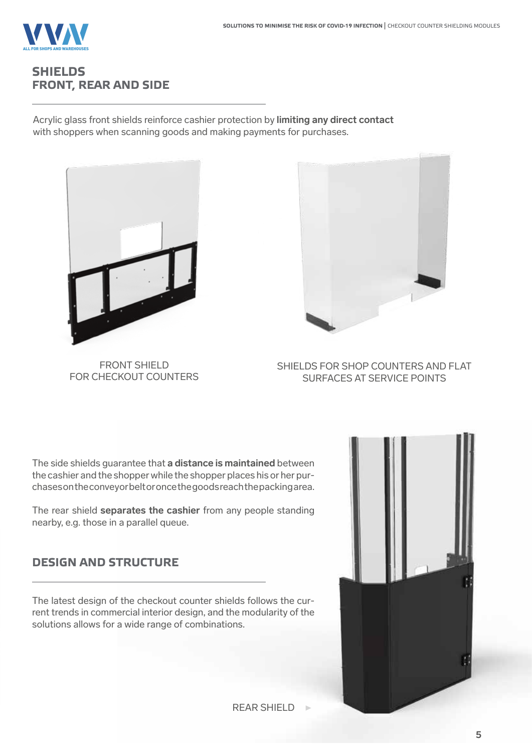## SHIELDS
## FRONT, REAR AND SIDE

Acrylic glass front shields reinforce cashier protection by **limiting any direct contact** with shoppers when scanning goods and making payments for purchases.

FRONT SHIELD
FOR CHECKOUT COUNTERS

SHIELDS FOR SHOP COUNTERS AND FLAT SURFACES AT SERVICE POINTS

The side shields guarantee that **a distance is maintained** between the cashier and the shopper while the shopper places his or her purchases on the conveyor belt or once the goods reach the packing area.

The rear shield **separates the cashier** from any people standing nearby, e.g. those in a parallel queue.

## DESIGN AND STRUCTURE

The latest design of the checkout counter shields follows the current trends in commercial interior design, and the modularity of the solutions allows for a wide range of combinations.

REAR SHIELD ►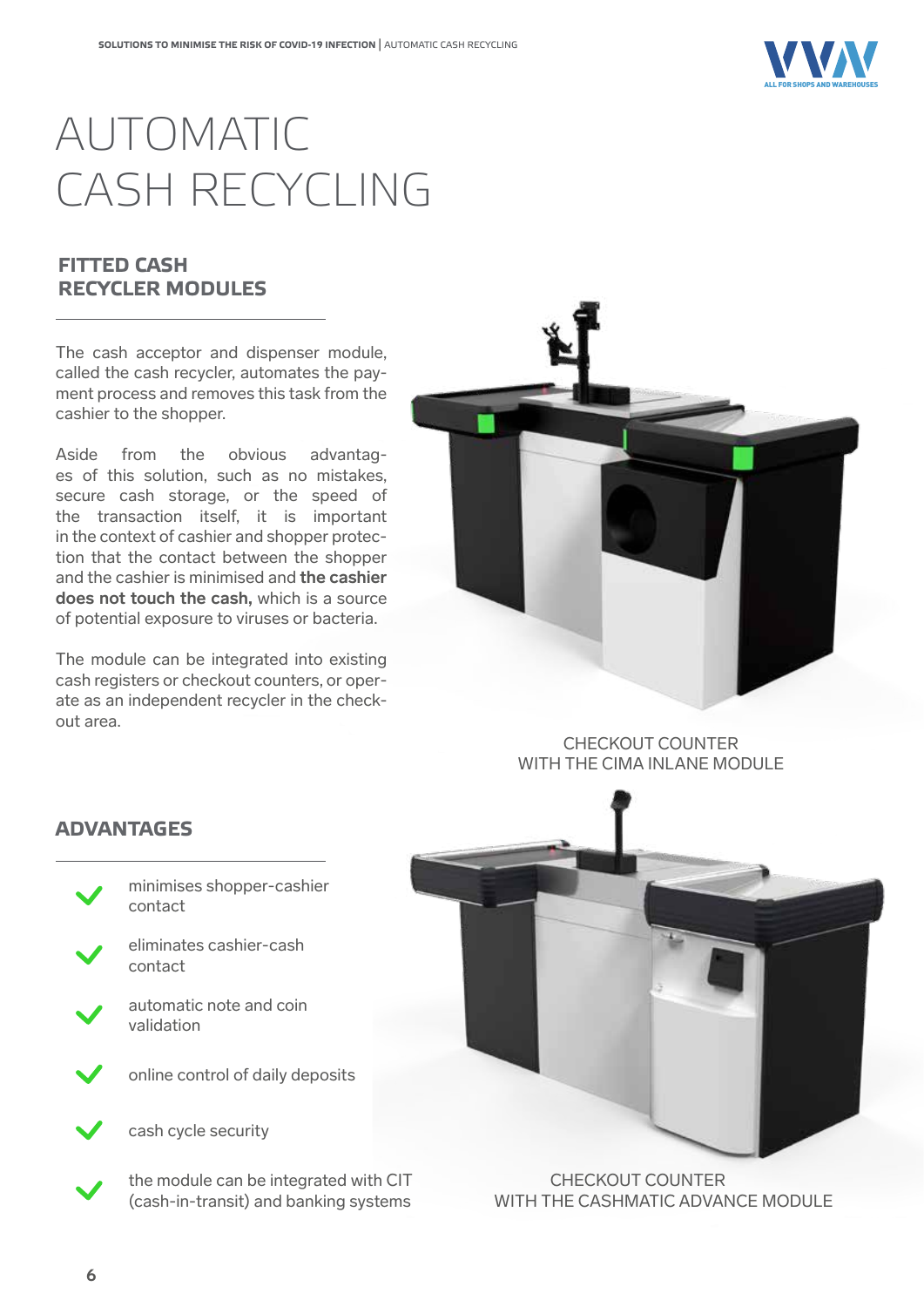# AUTOMATIC CASH RECYCLING

## FITTED CASH RECYCLER MODULES

The cash acceptor and dispenser module, called the cash recycler, automates the payment process and removes this task from the cashier to the shopper.

Aside from the obvious advantages of this solution, such as no mistakes, secure cash storage, or the speed of the transaction itself, it is important in the context of cashier and shopper protection that the contact between the shopper and the cashier is minimised and **the cashier does not touch the cash,** which is a source of potential exposure to viruses or bacteria.

The module can be integrated into existing cash registers or checkout counters, or operate as an independent recycler in the checkout area.

CHECKOUT COUNTER WITH THE CIMA INLANE MODULE

## ADVANTAGES

- minimises shopper-cashier contact
- eliminates cashier-cash contact
- automatic note and coin validation
- online control of daily deposits
- cash cycle security
- the module can be integrated with CIT (cash-in-transit) and banking systems

CHECKOUT COUNTER WITH THE CASHMATIC ADVANCE MODULE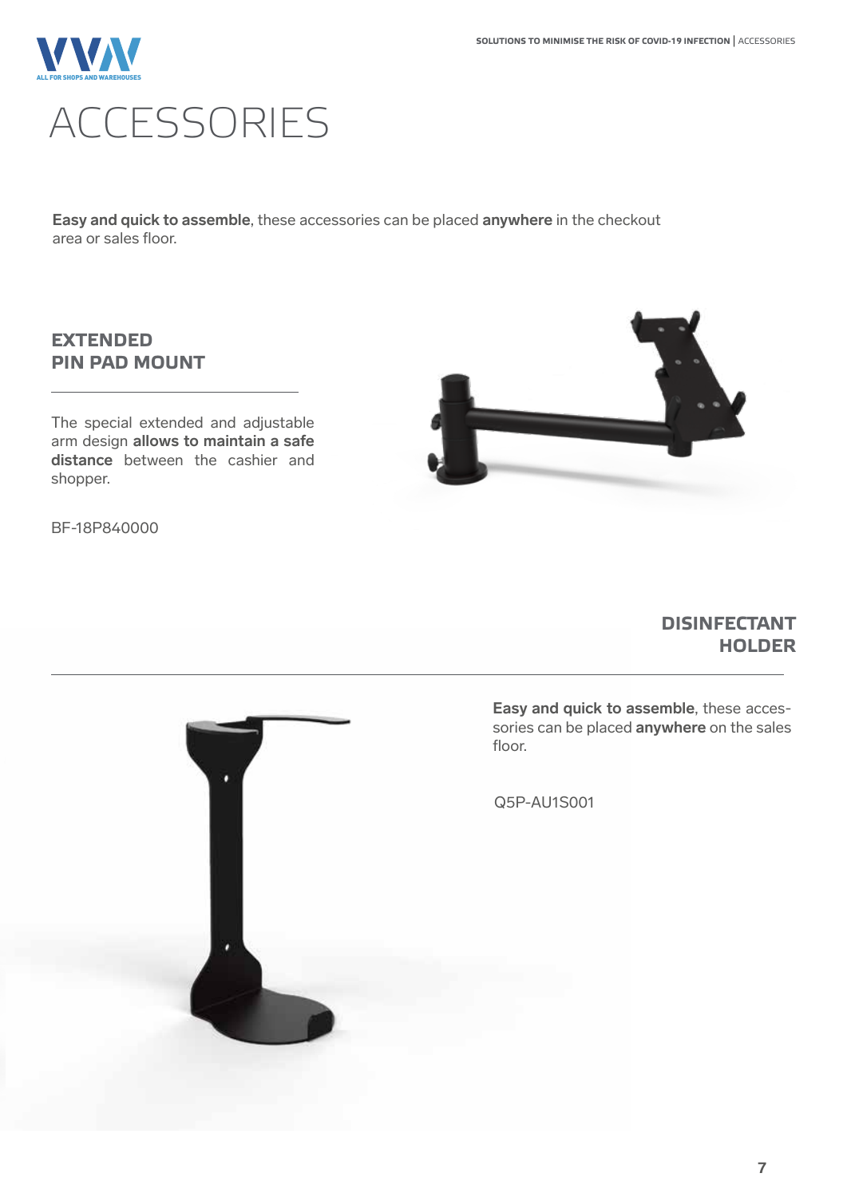# ACCESSORIES

**Easy and quick to assemble**, these accessories can be placed **anywhere** in the checkout area or sales floor.

## EXTENDED PIN PAD MOUNT

The special extended and adjustable arm design **allows to maintain a safe distance** between the cashier and shopper.

BF-18P840000

## DISINFECTANT HOLDER

**Easy and quick to assemble**, these accessories can be placed **anywhere** on the sales floor.

Q5P-AU1S001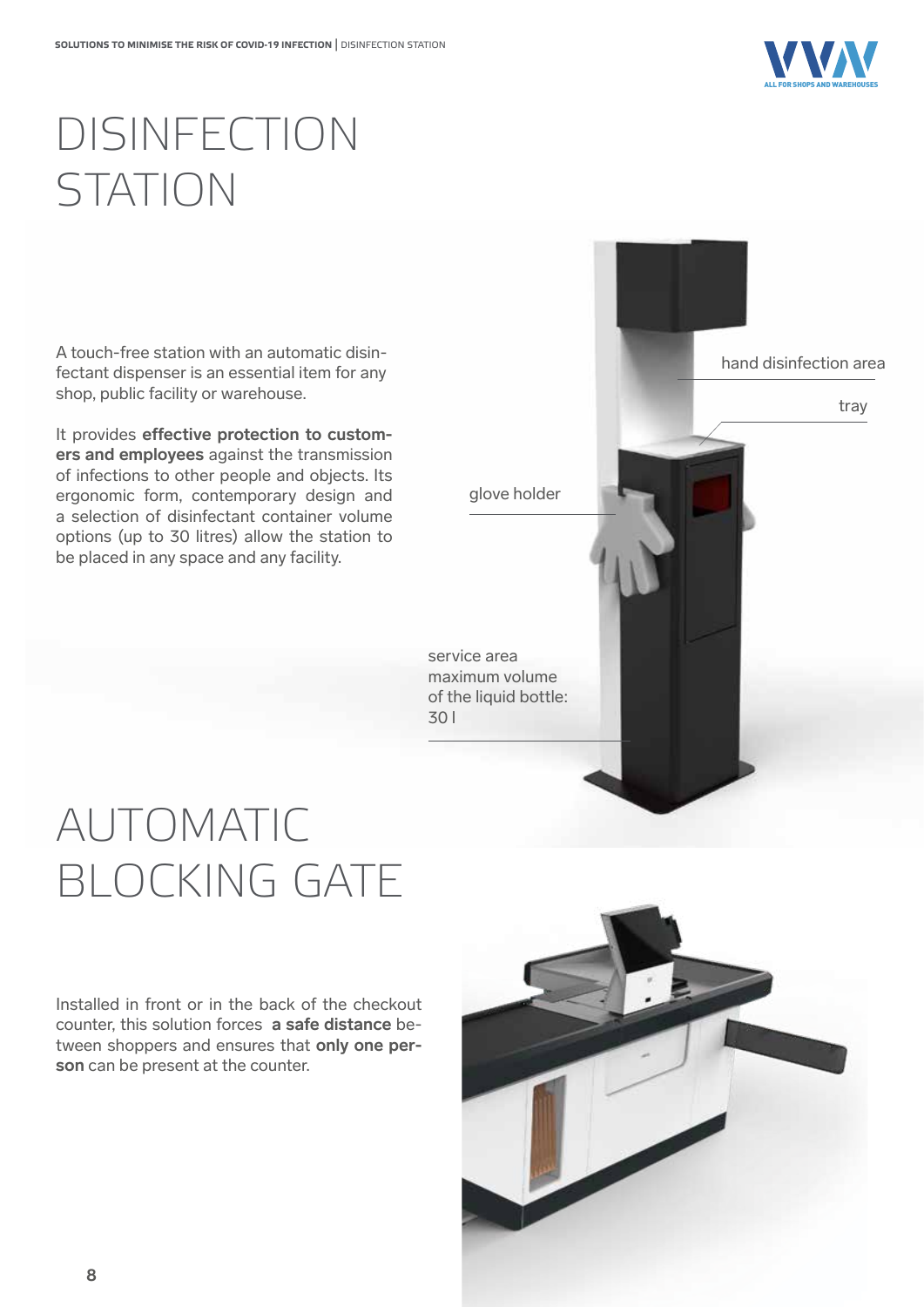# DISINFECTION STATION

A touch-free station with an automatic disinfectant dispenser is an essential item for any shop, public facility or warehouse.

It provides **effective protection to customers and employees** against the transmission of infections to other people and objects. Its ergonomic form, contemporary design and a selection of disinfectant container volume options (up to 30 litres) allow the station to be placed in any space and any facility.

hand disinfection area

tray

glove holder

service area
maximum volume
of the liquid bottle:
30 l

# AUTOMATIC BLOCKING GATE

Installed in front or in the back of the checkout counter, this solution forces **a safe distance** between shoppers and ensures that **only one person** can be present at the counter.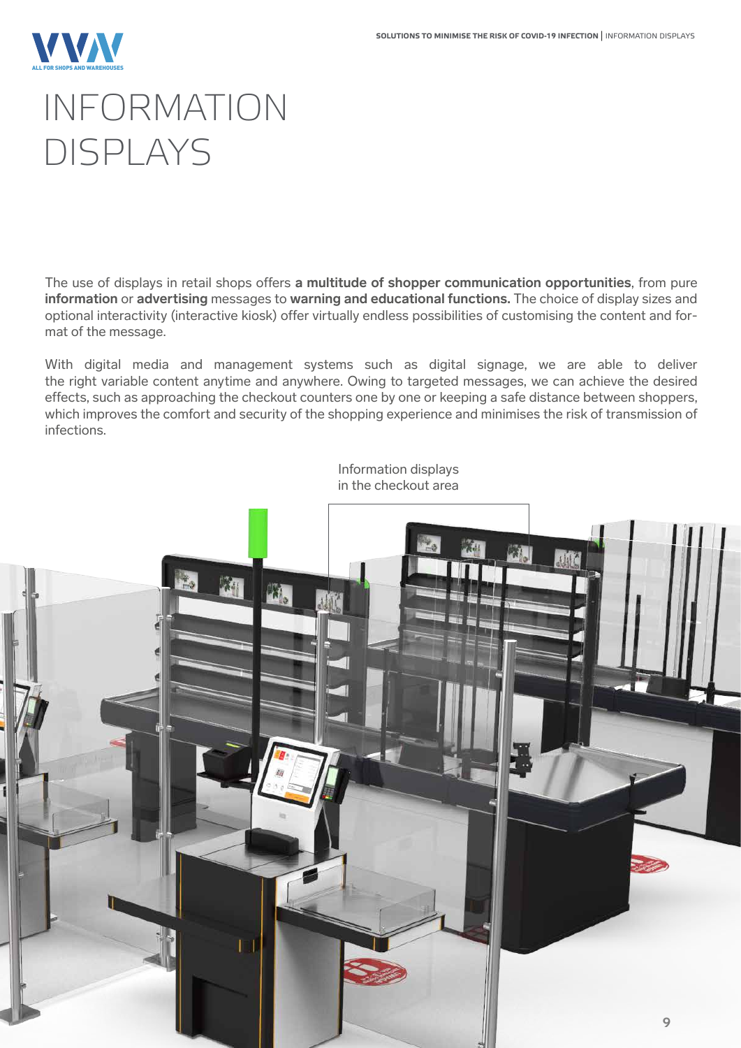# INFORMATION DISPLAYS

The use of displays in retail shops offers **a multitude of shopper communication opportunities**, from pure **information** or **advertising** messages to **warning and educational functions.** The choice of display sizes and optional interactivity (interactive kiosk) offer virtually endless possibilities of customising the content and format of the message.

With digital media and management systems such as digital signage, we are able to deliver the right variable content anytime and anywhere. Owing to targeted messages, we can achieve the desired effects, such as approaching the checkout counters one by one or keeping a safe distance between shoppers, which improves the comfort and security of the shopping experience and minimises the risk of transmission of infections.

Information displays in the checkout area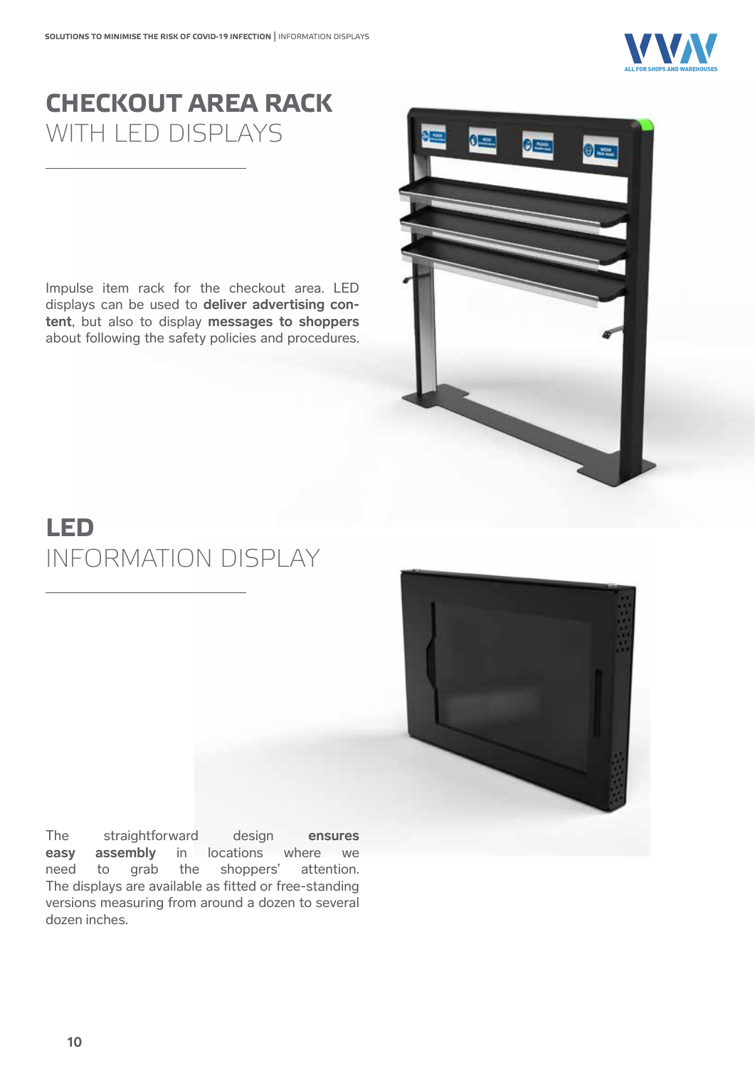# CHECKOUT AREA RACK
## WITH LED DISPLAYS

Impulse item rack for the checkout area. LED displays can be used to **deliver advertising content**, but also to display **messages to shoppers** about following the safety policies and procedures.

# LED
## INFORMATION DISPLAY

The straightforward design **ensures easy assembly** in locations where we need to grab the shoppers' attention. The displays are available as fitted or free-standing versions measuring from around a dozen to several dozen inches.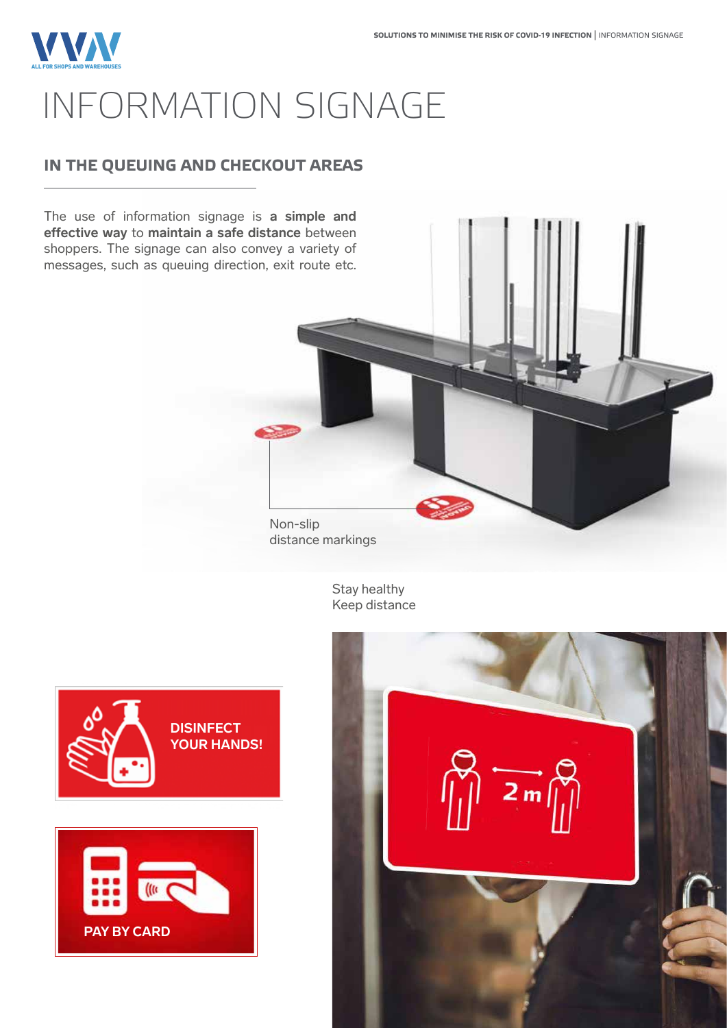# INFORMATION SIGNAGE

## IN THE QUEUING AND CHECKOUT AREAS

The use of information signage is **a simple and effective way** to **maintain a safe distance** between shoppers. The signage can also convey a variety of messages, such as queuing direction, exit route etc.

Non-slip distance markings

Stay healthy
Keep distance

DISINFECT YOUR HANDS!

PAY BY CARD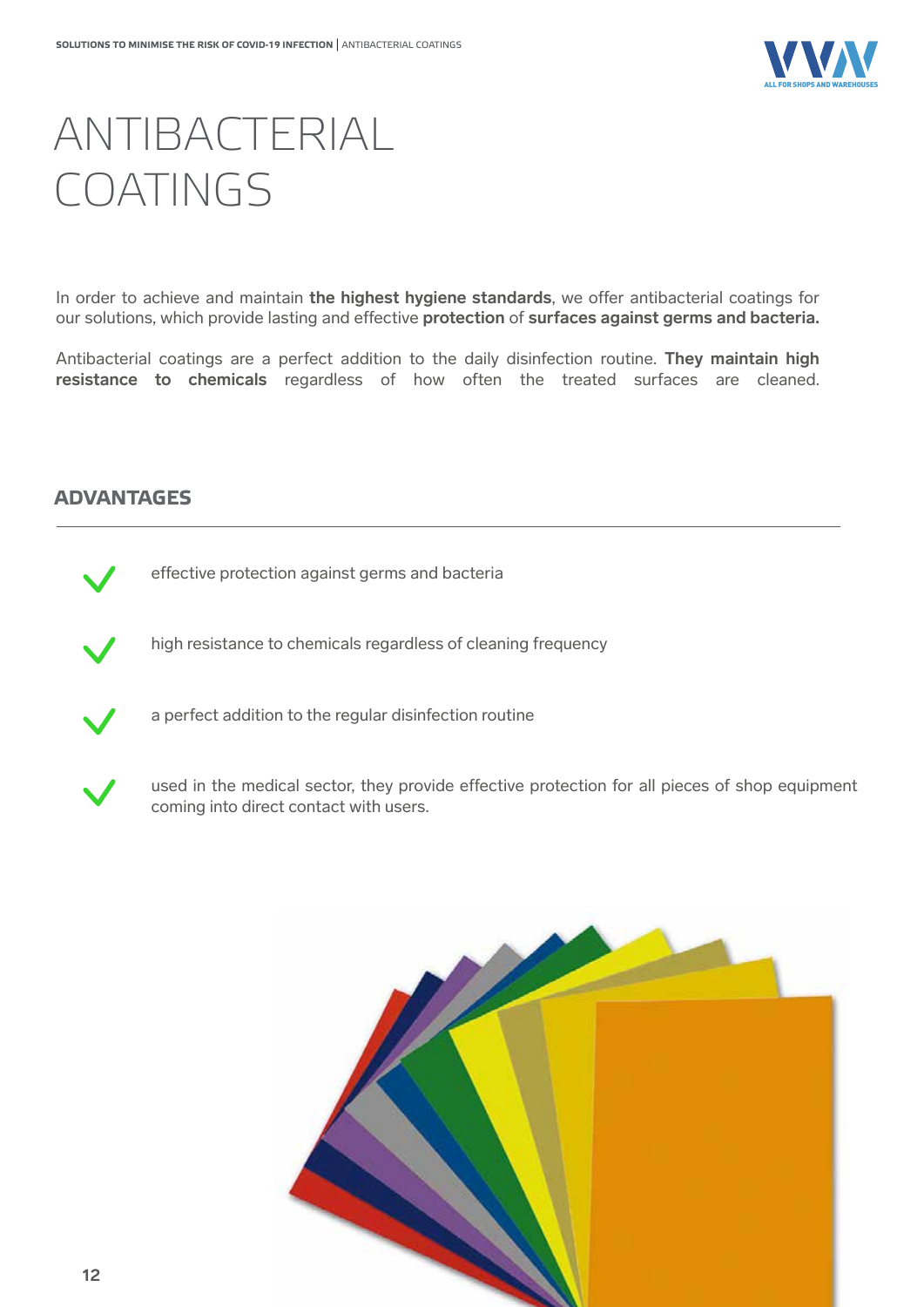# ANTIBACTERIAL COATINGS

In order to achieve and maintain **the highest hygiene standards**, we offer antibacterial coatings for our solutions, which provide lasting and effective **protection** of **surfaces against germs and bacteria.**

Antibacterial coatings are a perfect addition to the daily disinfection routine. **They maintain high resistance to chemicals** regardless of how often the treated surfaces are cleaned.

## ADVANTAGES

- effective protection against germs and bacteria
- high resistance to chemicals regardless of cleaning frequency
- a perfect addition to the regular disinfection routine
- used in the medical sector, they provide effective protection for all pieces of shop equipment coming into direct contact with users.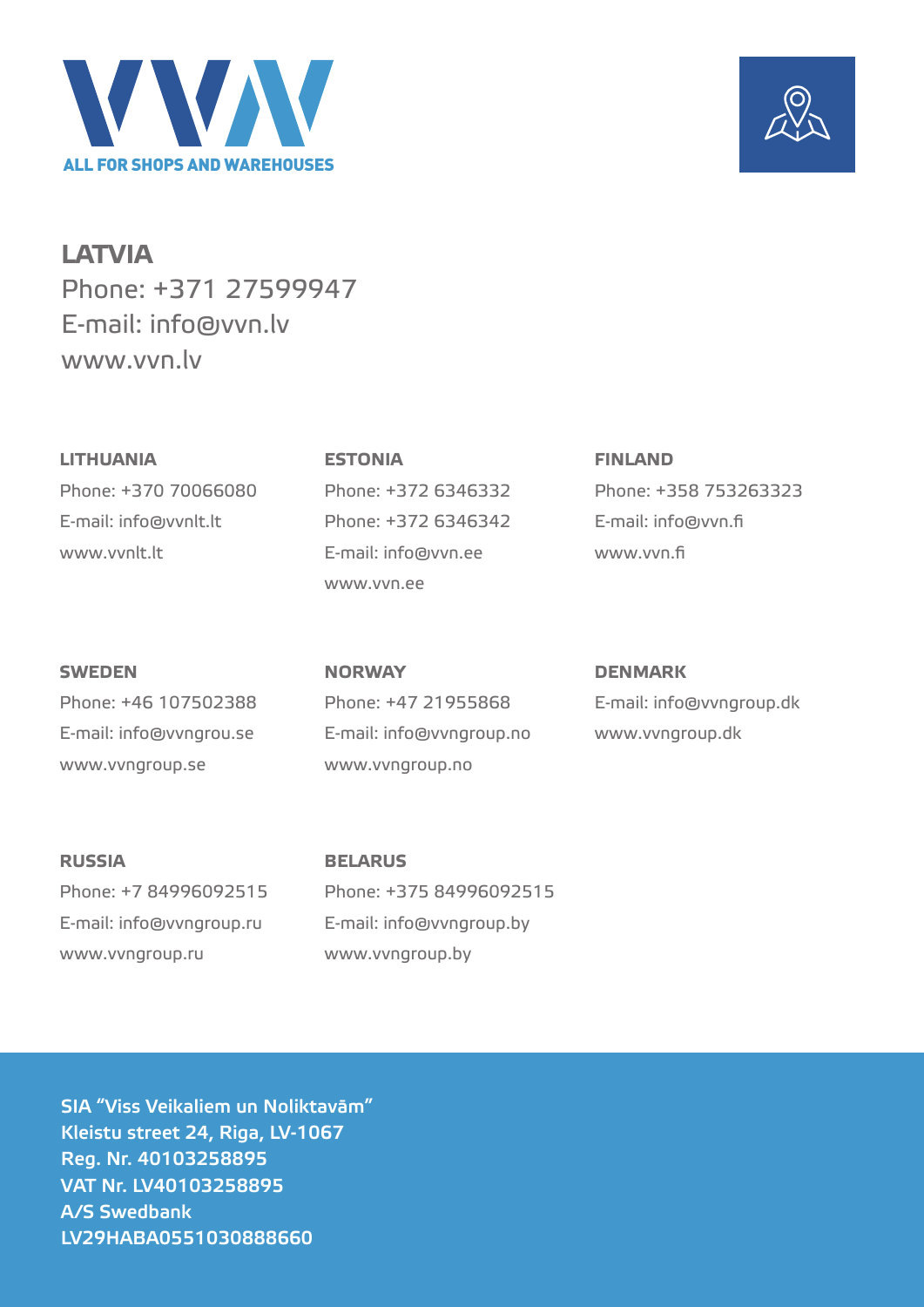ALL FOR SHOPS AND WAREHOUSES

## LATVIA

Phone: +371 27599947
E-mail: info@vvn.lv
www.vvn.lv

**LITHUANIA**
Phone: +370 70066080
E-mail: info@vvnlt.lt
www.vvnlt.lt

**ESTONIA**
Phone: +372 6346332
Phone: +372 6346342
E-mail: info@vvn.ee
www.vvn.ee

**FINLAND**
Phone: +358 753263323
E-mail: info@vvn.fi
www.vvn.fi

**SWEDEN**
Phone: +46 107502388
E-mail: info@vvngrou.se
www.vvngroup.se

**NORWAY**
Phone: +47 21955868
E-mail: info@vvngroup.no
www.vvngroup.no

**DENMARK**
E-mail: info@vvngroup.dk
www.vvngroup.dk

**RUSSIA**
Phone: +7 84996092515
E-mail: info@vvngroup.ru
www.vvngroup.ru

**BELARUS**
Phone: +375 84996092515
E-mail: info@vvngroup.by
www.vvngroup.by

**SIA "Viss Veikaliem un Noliktavām"**
**Kleistu street 24, Riga, LV-1067**
**Reg. Nr. 40103258895**
**VAT Nr. LV40103258895**
**A/S Swedbank**
**LV29HABA0551030888660**